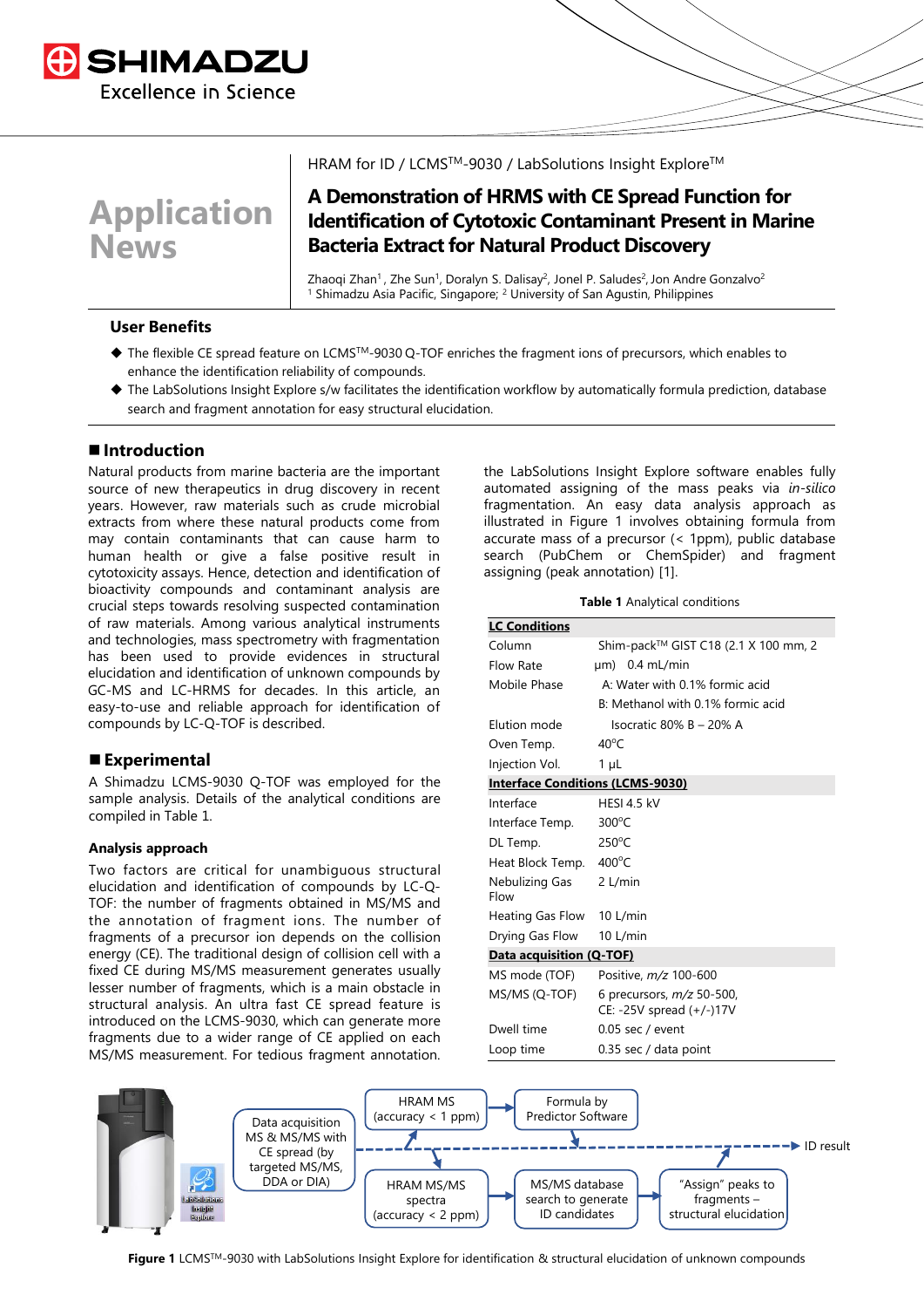HRAM for ID / LCMS™-9030 / LabSolutions Insight Explore™

# A Demonstration of HRMS with CE Spread Function for Identification of Cytotoxic Contaminant Present in Marine Bacteria Extract for Natural Product Discovery

Zhaoqi Zhan[1], Zhe Sun[1], Doralyn S. Dalisay[2], Jonel P. Saludes[2], Jon Andre Gonzalvo[2]
[1] Shimadzu Asia Pacific, Singapore; [2] University of San Agustin, Philippines

## User Benefits

- The flexible CE spread feature on LCMS™-9030 Q-TOF enriches the fragment ions of precursors, which enables to enhance the identification reliability of compounds.
- The LabSolutions Insight Explore s/w facilitates the identification workflow by automatically formula prediction, database search and fragment annotation for easy structural elucidation.

## Introduction

Natural products from marine bacteria are the important source of new therapeutics in drug discovery in recent years. However, raw materials such as crude microbial extracts from where these natural products come from may contain contaminants that can cause harm to human health or give a false positive result in cytotoxicity assays. Hence, detection and identification of bioactivity compounds and contaminant analysis are crucial steps towards resolving suspected contamination of raw materials. Among various analytical instruments and technologies, mass spectrometry with fragmentation has been used to provide evidences in structural elucidation and identification of unknown compounds by GC-MS and LC-HRMS for decades. In this article, an easy-to-use and reliable approach for identification of compounds by LC-Q-TOF is described.

## Experimental

A Shimadzu LCMS-9030 Q-TOF was employed for the sample analysis. Details of the analytical conditions are compiled in Table 1.

### Analysis approach

Two factors are critical for unambiguous structural elucidation and identification of compounds by LC-Q-TOF: the number of fragments obtained in MS/MS and the annotation of fragment ions. The number of fragments of a precursor ion depends on the collision energy (CE). The traditional design of collision cell with a fixed CE during MS/MS measurement generates usually lesser number of fragments, which is a main obstacle in structural analysis. An ultra fast CE spread feature is introduced on the LCMS-9030, which can generate more fragments due to a wider range of CE applied on each MS/MS measurement. For tedious fragment annotation, the LabSolutions Insight Explore software enables fully automated assigning of the mass peaks via *in-silico* fragmentation. An easy data analysis approach as illustrated in Figure 1 involves obtaining formula from accurate mass of a precursor (< 1ppm), public database search (PubChem or ChemSpider) and fragment assigning (peak annotation) [1].

**Table 1** Analytical conditions

| **LC Conditions** | |
|---|---|
| Column | Shim-pack™ GIST C18 (2.1 X 100 mm, 2 µm) |
| Flow Rate | 0.4 mL/min |
| Mobile Phase | A: Water with 0.1% formic acid |
| | B: Methanol with 0.1% formic acid |
| Elution mode | Isocratic 80% B – 20% A |
| Oven Temp. | 40°C |
| Injection Vol. | 1 µL |
| **Interface Conditions (LCMS-9030)** | |
| Interface | HESI 4.5 kV |
| Interface Temp. | 300°C |
| DL Temp. | 250°C |
| Heat Block Temp. | 400°C |
| Nebulizing Gas Flow | 2 L/min |
| Heating Gas Flow | 10 L/min |
| Drying Gas Flow | 10 L/min |
| **Data acquisition (Q-TOF)** | |
| MS mode (TOF) | Positive, *m/z* 100-600 |
| MS/MS (Q-TOF) | 6 precursors, *m/z* 50-500, CE: -25V spread (+/-)17V |
| Dwell time | 0.05 sec / event |
| Loop time | 0.35 sec / data point |

Data acquisition MS & MS/MS with CE spread (by targeted MS/MS, DDA or DIA) → HRAM MS (accuracy < 1 ppm) → Formula by Predictor Software; HRAM MS/MS spectra (accuracy < 2 ppm) → MS/MS database search to generate ID candidates → "Assign" peaks to fragments – structural elucidation → ID result

**Figure 1** LCMS™-9030 with LabSolutions Insight Explore for identification & structural elucidation of unknown compounds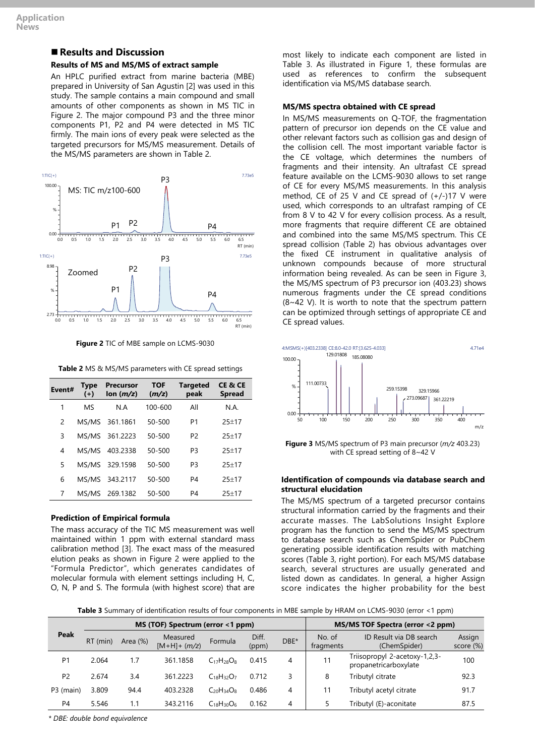## Results and Discussion

### Results of MS and MS/MS of extract sample

An HPLC purified extract from marine bacteria (MBE) prepared in University of San Agustin [2] was used in this study. The sample contains a main compound and small amounts of other components as shown in MS TIC in Figure 2. The major compound P3 and the three minor components P1, P2 and P4 were detected in MS TIC firmly. The main ions of every peak were selected as the targeted precursors for MS/MS measurement. Details of the MS/MS parameters are shown in Table 2.

**Figure 2** TIC of MBE sample on LCMS-9030

**Table 2** MS & MS/MS parameters with CE spread settings

| Event# | Type (+) | Precursor Ion (*m/z*) | TOF (*m/z*) | Targeted peak | CE & CE Spread |
|---|---|---|---|---|---|
| 1 | MS | N.A | 100-600 | All | N.A. |
| 2 | MS/MS | 361.1861 | 50-500 | P1 | 25±17 |
| 3 | MS/MS | 361.2223 | 50-500 | P2 | 25±17 |
| 4 | MS/MS | 403.2338 | 50-500 | P3 | 25±17 |
| 5 | MS/MS | 329.1598 | 50-500 | P3 | 25±17 |
| 6 | MS/MS | 343.2117 | 50-500 | P4 | 25±17 |
| 7 | MS/MS | 269.1382 | 50-500 | P4 | 25±17 |

### Prediction of Empirical formula

The mass accuracy of the TIC MS measurement was well maintained within 1 ppm with external standard mass calibration method [3]. The exact mass of the measured elution peaks as shown in Figure 2 were applied to the "Formula Predictor", which generates candidates of molecular formula with element settings including H, C, O, N, P and S. The formula (with highest score) that are most likely to indicate each component are listed in Table 3. As illustrated in Figure 1, these formulas are used as references to confirm the subsequent identification via MS/MS database search.

### MS/MS spectra obtained with CE spread

In MS/MS measurements on Q-TOF, the fragmentation pattern of precursor ion depends on the CE value and other relevant factors such as collision gas and design of the collision cell. The most important variable factor is the CE voltage, which determines the numbers of fragments and their intensity. An ultrafast CE spread feature available on the LCMS-9030 allows to set range of CE for every MS/MS measurements. In this analysis method, CE of 25 V and CE spread of (+/-)17 V were used, which corresponds to an ultrafast ramping of CE from 8 V to 42 V for every collision process. As a result, more fragments that require different CE are obtained and combined into the same MS/MS spectrum. This CE spread collision (Table 2) has obvious advantages over the fixed CE instrument in qualitative analysis of unknown compounds because of more structural information being revealed. As can be seen in Figure 3, the MS/MS spectrum of P3 precursor ion (403.23) shows numerous fragments under the CE spread conditions (8~42 V). It is worth to note that the spectrum pattern can be optimized through settings of appropriate CE and CE spread values.

**Figure 3** MS/MS spectrum of P3 main precursor (*m/z* 403.23) with CE spread setting of 8~42 V

### Identification of compounds via database search and structural elucidation

The MS/MS spectrum of a targeted precursor contains structural information carried by the fragments and their accurate masses. The LabSolutions Insight Explore program has the function to send the MS/MS spectrum to database search such as ChemSpider or PubChem generating possible identification results with matching scores (Table 3, right portion). For each MS/MS database search, several structures are usually generated and listed down as candidates. In general, a higher Assign score indicates the higher probability for the best

**Table 3** Summary of identification results of four components in MBE sample by HRAM on LCMS-9030 (error <1 ppm)

| Peak | MS (TOF) Spectrum (error <1 ppm) | | | | | | MS/MS TOF Spectra (error <2 ppm) | | |
|---|---|---|---|---|---|---|---|---|---|
| | RT (min) | Area (%) | Measured [M+H]+ (*m/z*) | Formula | Diff. (ppm) | DBE* | No. of fragments | ID Result via DB search (ChemSpider) | Assign score (%) |
| P1 | 2.064 | 1.7 | 361.1858 | $C_{17}H_{28}O_8$ | 0.415 | 4 | 11 | Triisopropyl 2-acetoxy-1,2,3-propanetricarboxylate | 100 |
| P2 | 2.674 | 3.4 | 361.2223 | $C_{18}H_{32}O_7$ | 0.712 | 3 | 8 | Tributyl citrate | 92.3 |
| P3 (main) | 3.809 | 94.4 | 403.2328 | $C_{20}H_{34}O_8$ | 0.486 | 4 | 11 | Tributyl acetyl citrate | 91.7 |
| P4 | 5.546 | 1.1 | 343.2116 | $C_{18}H_{30}O_6$ | 0.162 | 4 | 5 | Tributyl (E)-aconitate | 87.5 |

*\* DBE: double bond equivalence*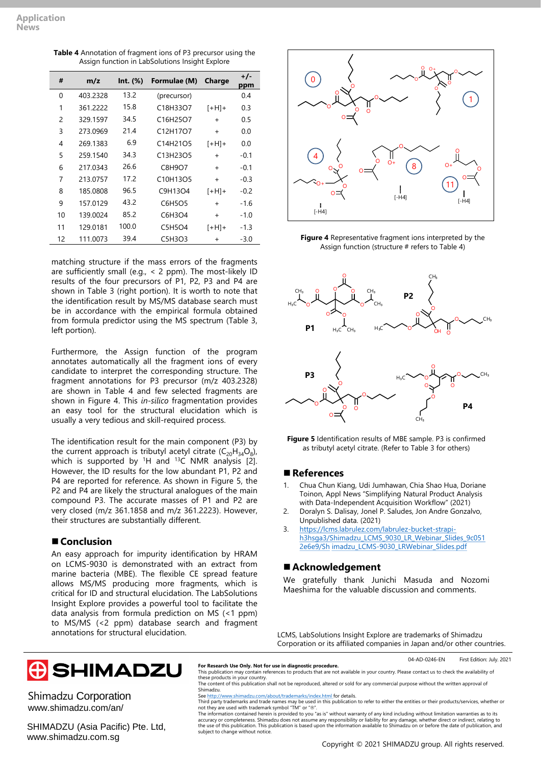**Table 4** Annotation of fragment ions of P3 precursor using the Assign function in LabSolutions Insight Explore

| # | m/z | Int. (%) | Formulae (M) | Charge | +/- ppm |
|---|---|---|---|---|---|
| 0 | 403.2328 | 13.2 | (precursor) | | 0.4 |
| 1 | 361.2222 | 15.8 | C18H33O7 | [+H]+ | 0.3 |
| 2 | 329.1597 | 34.5 | C16H25O7 | + | 0.5 |
| 3 | 273.0969 | 21.4 | C12H17O7 | + | 0.0 |
| 4 | 269.1383 | 6.9 | C14H21O5 | [+H]+ | 0.0 |
| 5 | 259.1540 | 34.3 | C13H23O5 | + | -0.1 |
| 6 | 217.0343 | 26.6 | C8H9O7 | + | -0.1 |
| 7 | 213.0757 | 17.2 | C10H13O5 | + | -0.3 |
| 8 | 185.0808 | 96.5 | C9H13O4 | [+H]+ | -0.2 |
| 9 | 157.0129 | 43.2 | C6H5O5 | + | -1.6 |
| 10 | 139.0024 | 85.2 | C6H3O4 | + | -1.0 |
| 11 | 129.0181 | 100.0 | C5H5O4 | [+H]+ | -1.3 |
| 12 | 111.0073 | 39.4 | C5H3O3 | + | -3.0 |

matching structure if the mass errors of the fragments are sufficiently small (e.g., < 2 ppm). The most-likely ID results of the four precursors of P1, P2, P3 and P4 are shown in Table 3 (right portion). It is worth to note that the identification result by MS/MS database search must be in accordance with the empirical formula obtained from formula predictor using the MS spectrum (Table 3, left portion).

Furthermore, the Assign function of the program annotates automatically all the fragment ions of every candidate to interpret the corresponding structure. The fragment annotations for P3 precursor (m/z 403.2328) are shown in Table 4 and few selected fragments are shown in Figure 4. This *in-silico* fragmentation provides an easy tool for the structural elucidation which is usually a very tedious and skill-required process.

The identification result for the main component (P3) by the current approach is tributyl acetyl citrate ($C_{20}H_{34}O_8$), which is supported by $^{1}H$ and $^{13}C$ NMR analysis [2]. However, the ID results for the low abundant P1, P2 and P4 are reported for reference. As shown in Figure 5, the P2 and P4 are likely the structural analogues of the main compound P3. The accurate masses of P1 and P2 are very closed (m/z 361.1858 and m/z 361.2223). However, their structures are substantially different.

## Conclusion

An easy approach for impurity identification by HRAM on LCMS-9030 is demonstrated with an extract from marine bacteria (MBE). The flexible CE spread feature allows MS/MS producing more fragments, which is critical for ID and structural elucidation. The LabSolutions Insight Explore provides a powerful tool to facilitate the data analysis from formula prediction on MS (<1 ppm) to MS/MS (<2 ppm) database search and fragment annotations for structural elucidation.

0

1

4

8

11

[-H4]

[-H4]

[-H4]

**Figure 4** Representative fragment ions interpreted by the Assign function (structure # refers to Table 4)

P1

P2

P3

P4

**Figure 5** Identification results of MBE sample. P3 is confirmed as tributyl acetyl citrate. (Refer to Table 3 for others)

## References

1. Chua Chun Kiang, Udi Jumhawan, Chia Shao Hua, Doriane Toinon, Appl News "Simplifying Natural Product Analysis with Data-Independent Acquisition Workflow" (2021)
2. Doralyn S. Dalisay, Jonel P. Saludes, Jon Andre Gonzalvo, Unpublished data. (2021)
3. https://lcms.labrulez.com/labrulez-bucket-strapi-h3hsga3/Shimadzu_LCMS_9030_LR_Webinar_Slides_9c0512e6e9/Sh imadzu_LCMS-9030_LRWebinar_Slides.pdf

## Acknowledgement

We gratefully thank Junichi Masuda and Nozomi Maeshima for the valuable discussion and comments.

LCMS, LabSolutions Insight Explore are trademarks of Shimadzu Corporation or its affiliated companies in Japan and/or other countries.

SHIMADZU

Shimadzu Corporation
www.shimadzu.com/an/

SHIMADZU (Asia Pacific) Pte. Ltd,
www.shimadzu.com.sg

04-AD-0246-EN First Edition: July. 2021

**For Research Use Only. Not for use in diagnostic procedure.**
This publication may contain references to products that are not available in your country. Please contact us to check the availability of these products in your country.
The content of this publication shall not be reproduced, altered or sold for any commercial purpose without the written approval of Shimadzu.
See http://www.shimadzu.com/about/trademarks/index.html for details.
Third party trademarks and trade names may be used in this publication to refer to either the entities or their products/services, whether or not they are used with trademark symbol "TM" or "®".
The information contained herein is provided to you "as is" without warranty of any kind including without limitation warranties as to its accuracy or completeness. Shimadzu does not assume any responsibility or liability for any damage, whether direct or indirect, relating to the use of this publication. This publication is based upon the information available to Shimadzu on or before the date of publication, and subject to change without notice.

Copyright © 2021 SHIMADZU group. All rights reserved.